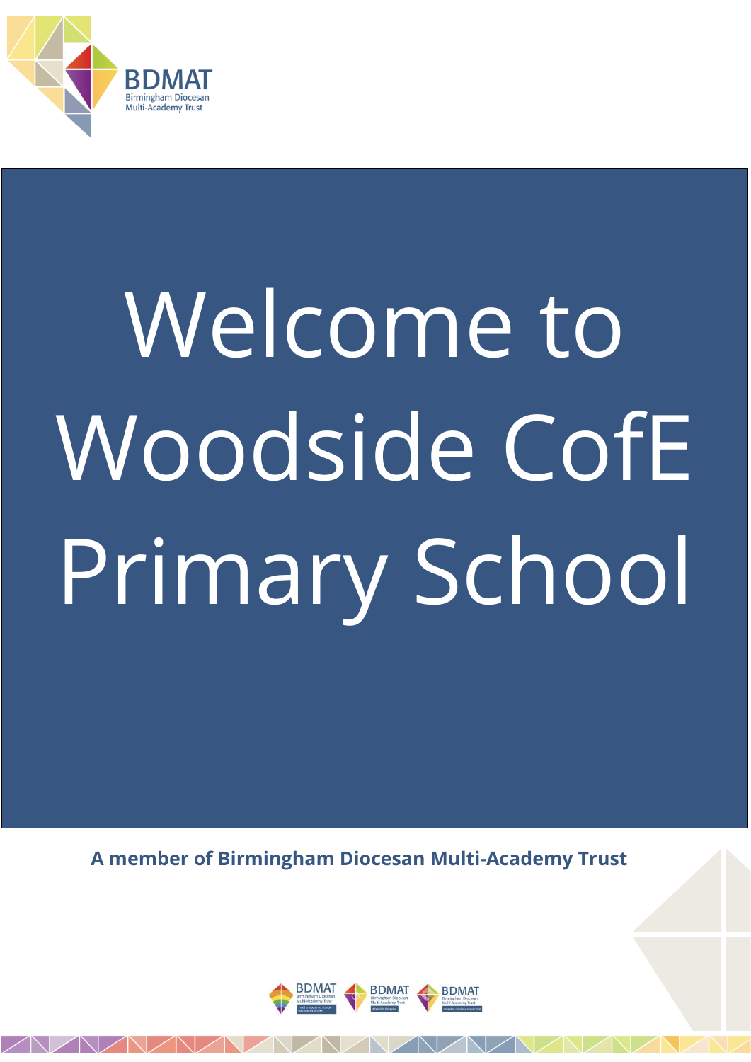BDMAT
Birmingham Diocesan
Multi-Academy Trust

# Welcome to Woodside CofE Primary School

**A member of Birmingham Diocesan Multi-Academy Trust**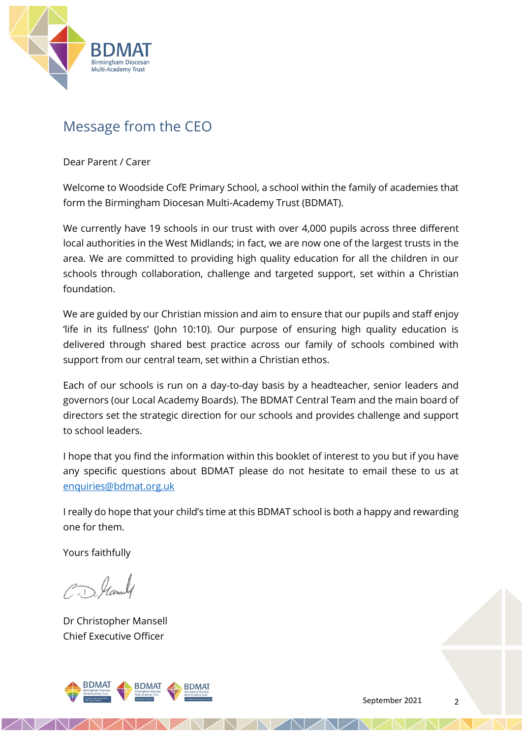# Message from the CEO

Dear Parent / Carer

Welcome to Woodside CofE Primary School, a school within the family of academies that form the Birmingham Diocesan Multi-Academy Trust (BDMAT).

We currently have 19 schools in our trust with over 4,000 pupils across three different local authorities in the West Midlands; in fact, we are now one of the largest trusts in the area. We are committed to providing high quality education for all the children in our schools through collaboration, challenge and targeted support, set within a Christian foundation.

We are guided by our Christian mission and aim to ensure that our pupils and staff enjoy 'life in its fullness' (John 10:10). Our purpose of ensuring high quality education is delivered through shared best practice across our family of schools combined with support from our central team, set within a Christian ethos.

Each of our schools is run on a day-to-day basis by a headteacher, senior leaders and governors (our Local Academy Boards). The BDMAT Central Team and the main board of directors set the strategic direction for our schools and provides challenge and support to school leaders.

I hope that you find the information within this booklet of interest to you but if you have any specific questions about BDMAT please do not hesitate to email these to us at enquiries@bdmat.org.uk

I really do hope that your child's time at this BDMAT school is both a happy and rewarding one for them.

Yours faithfully

Dr Christopher Mansell
Chief Executive Officer

September 2021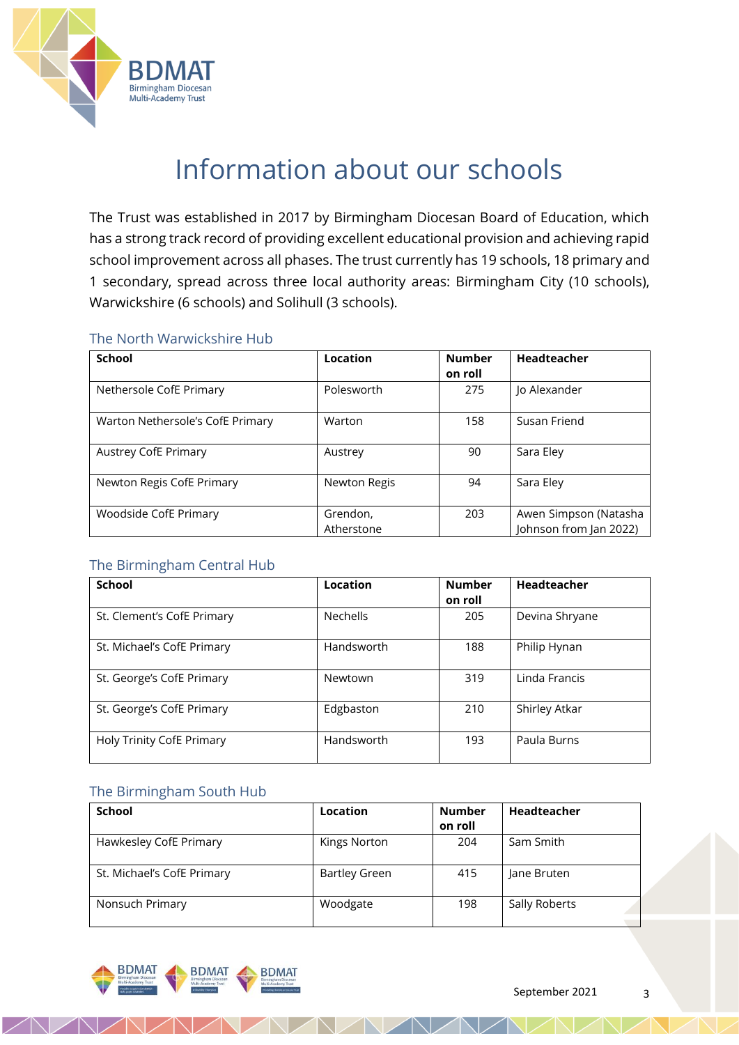# Information about our schools

The Trust was established in 2017 by Birmingham Diocesan Board of Education, which has a strong track record of providing excellent educational provision and achieving rapid school improvement across all phases. The trust currently has 19 schools, 18 primary and 1 secondary, spread across three local authority areas: Birmingham City (10 schools), Warwickshire (6 schools) and Solihull (3 schools).

## The North Warwickshire Hub

| School | Location | Number on roll | Headteacher |
|---|---|---|---|
| Nethersole CofE Primary | Polesworth | 275 | Jo Alexander |
| Warton Nethersole's CofE Primary | Warton | 158 | Susan Friend |
| Austrey CofE Primary | Austrey | 90 | Sara Eley |
| Newton Regis CofE Primary | Newton Regis | 94 | Sara Eley |
| Woodside CofE Primary | Grendon, Atherstone | 203 | Awen Simpson (Natasha Johnson from Jan 2022) |

## The Birmingham Central Hub

| School | Location | Number on roll | Headteacher |
|---|---|---|---|
| St. Clement's CofE Primary | Nechells | 205 | Devina Shryane |
| St. Michael's CofE Primary | Handsworth | 188 | Philip Hynan |
| St. George's CofE Primary | Newtown | 319 | Linda Francis |
| St. George's CofE Primary | Edgbaston | 210 | Shirley Atkar |
| Holy Trinity CofE Primary | Handsworth | 193 | Paula Burns |

## The Birmingham South Hub

| School | Location | Number on roll | Headteacher |
|---|---|---|---|
| Hawkesley CofE Primary | Kings Norton | 204 | Sam Smith |
| St. Michael's CofE Primary | Bartley Green | 415 | Jane Bruten |
| Nonsuch Primary | Woodgate | 198 | Sally Roberts |

September 2021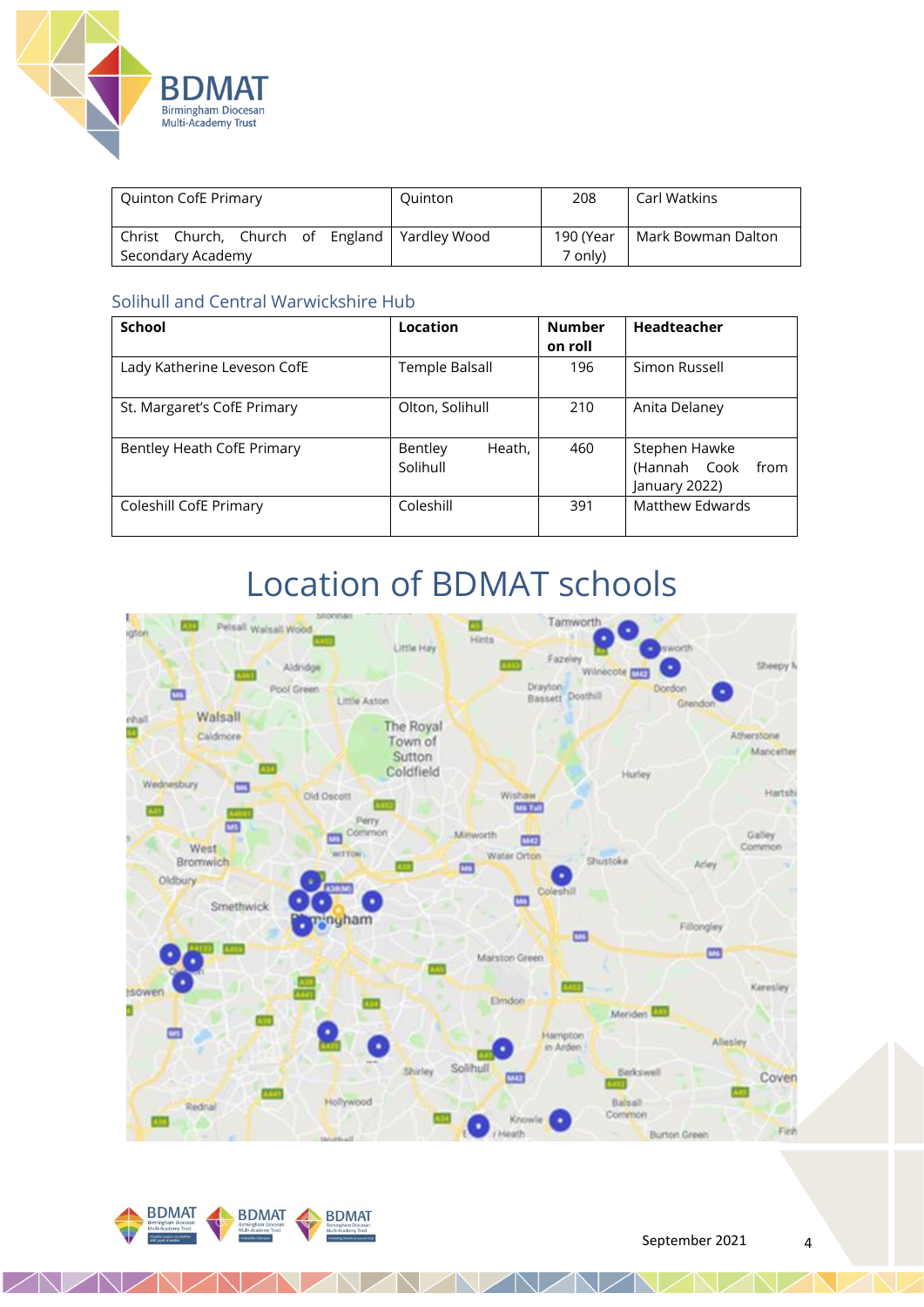| | | | |
|---|---|---|---|
| Quinton CofE Primary | Quinton | 208 | Carl Watkins |
| Christ Church, Church of England Secondary Academy | Yardley Wood | 190 (Year 7 only) | Mark Bowman Dalton |

### Solihull and Central Warwickshire Hub

| School | Location | Number on roll | Headteacher |
|---|---|---|---|
| Lady Katherine Leveson CofE | Temple Balsall | 196 | Simon Russell |
| St. Margaret's CofE Primary | Olton, Solihull | 210 | Anita Delaney |
| Bentley Heath CofE Primary | Bentley Heath, Solihull | 460 | Stephen Hawke (Hannah Cook from January 2022) |
| Coleshill CofE Primary | Coleshill | 391 | Matthew Edwards |

# Location of BDMAT schools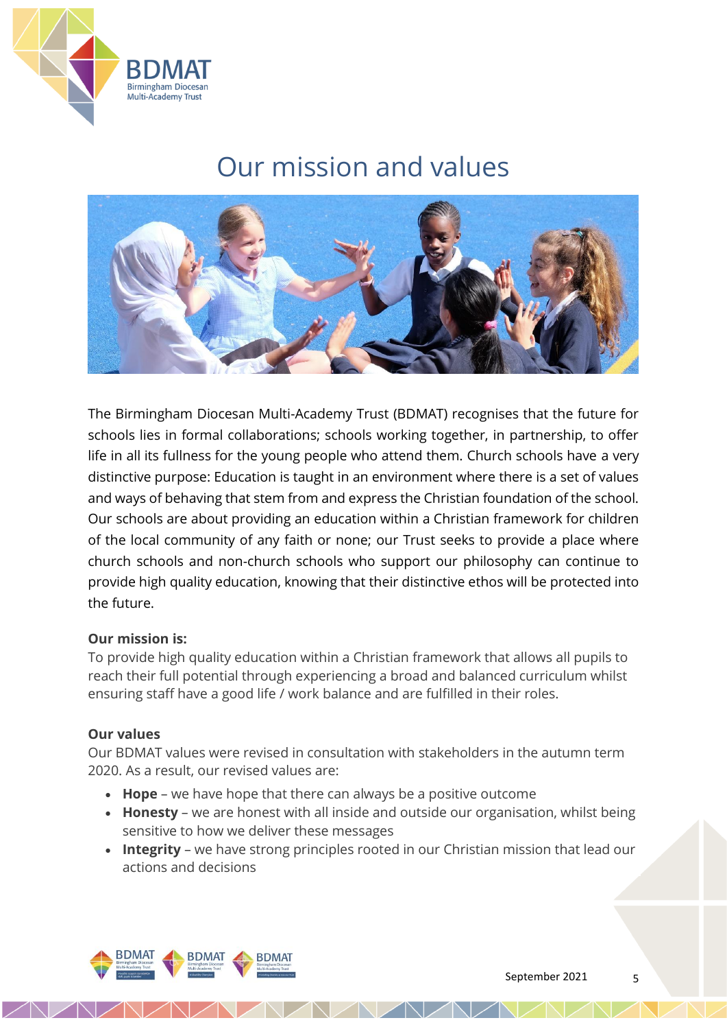# Our mission and values

The Birmingham Diocesan Multi-Academy Trust (BDMAT) recognises that the future for schools lies in formal collaborations; schools working together, in partnership, to offer life in all its fullness for the young people who attend them. Church schools have a very distinctive purpose: Education is taught in an environment where there is a set of values and ways of behaving that stem from and express the Christian foundation of the school. Our schools are about providing an education within a Christian framework for children of the local community of any faith or none; our Trust seeks to provide a place where church schools and non-church schools who support our philosophy can continue to provide high quality education, knowing that their distinctive ethos will be protected into the future.

**Our mission is:**

To provide high quality education within a Christian framework that allows all pupils to reach their full potential through experiencing a broad and balanced curriculum whilst ensuring staff have a good life / work balance and are fulfilled in their roles.

**Our values**

Our BDMAT values were revised in consultation with stakeholders in the autumn term 2020. As a result, our revised values are:

- **Hope** – we have hope that there can always be a positive outcome
- **Honesty** – we are honest with all inside and outside our organisation, whilst being sensitive to how we deliver these messages
- **Integrity** – we have strong principles rooted in our Christian mission that lead our actions and decisions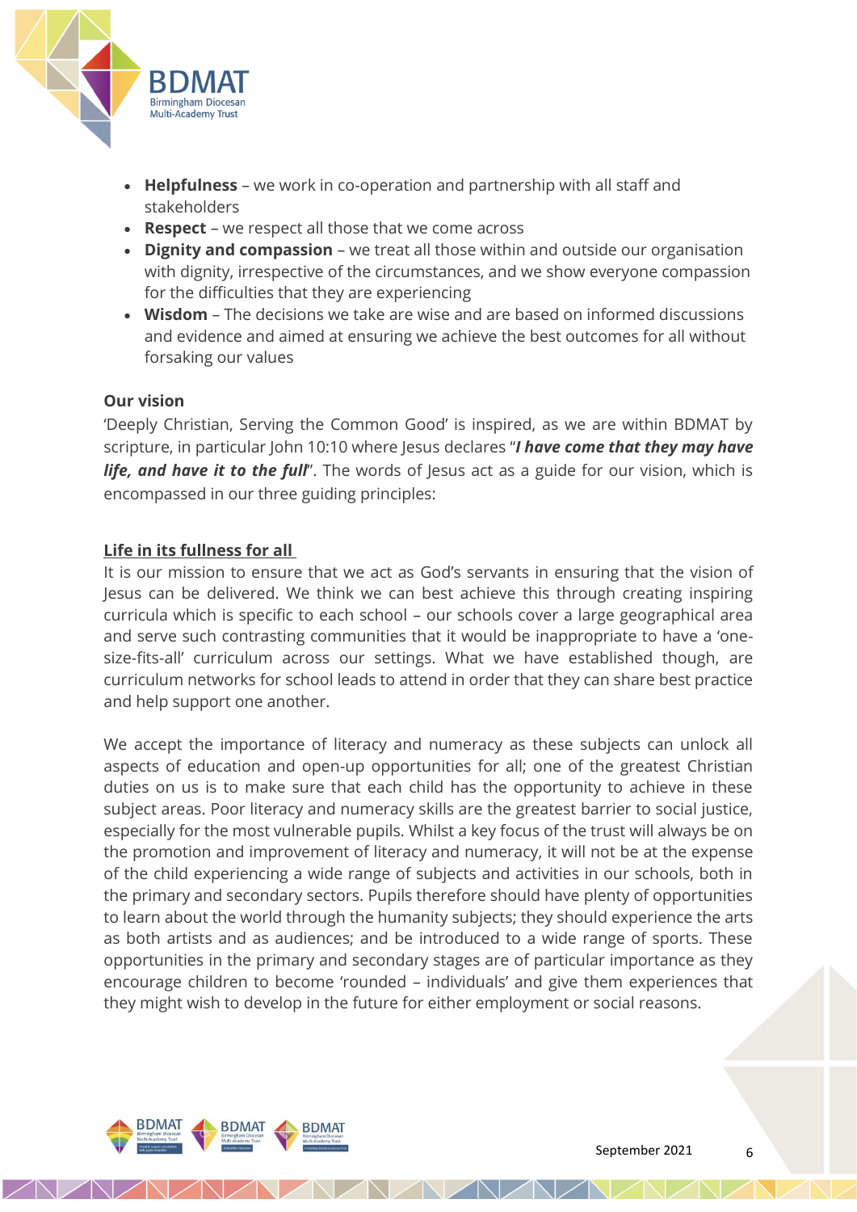- **Helpfulness** – we work in co-operation and partnership with all staff and stakeholders
- **Respect** – we respect all those that we come across
- **Dignity and compassion** – we treat all those within and outside our organisation with dignity, irrespective of the circumstances, and we show everyone compassion for the difficulties that they are experiencing
- **Wisdom** – The decisions we take are wise and are based on informed discussions and evidence and aimed at ensuring we achieve the best outcomes for all without forsaking our values

**Our vision**

'Deeply Christian, Serving the Common Good' is inspired, as we are within BDMAT by scripture, in particular John 10:10 where Jesus declares "***I have come that they may have life, and have it to the full***". The words of Jesus act as a guide for our vision, which is encompassed in our three guiding principles:

**Life in its fullness for all**

It is our mission to ensure that we act as God's servants in ensuring that the vision of Jesus can be delivered. We think we can best achieve this through creating inspiring curricula which is specific to each school – our schools cover a large geographical area and serve such contrasting communities that it would be inappropriate to have a 'one-size-fits-all' curriculum across our settings. What we have established though, are curriculum networks for school leads to attend in order that they can share best practice and help support one another.

We accept the importance of literacy and numeracy as these subjects can unlock all aspects of education and open-up opportunities for all; one of the greatest Christian duties on us is to make sure that each child has the opportunity to achieve in these subject areas. Poor literacy and numeracy skills are the greatest barrier to social justice, especially for the most vulnerable pupils. Whilst a key focus of the trust will always be on the promotion and improvement of literacy and numeracy, it will not be at the expense of the child experiencing a wide range of subjects and activities in our schools, both in the primary and secondary sectors. Pupils therefore should have plenty of opportunities to learn about the world through the humanity subjects; they should experience the arts as both artists and as audiences; and be introduced to a wide range of sports. These opportunities in the primary and secondary stages are of particular importance as they encourage children to become 'rounded – individuals' and give them experiences that they might wish to develop in the future for either employment or social reasons.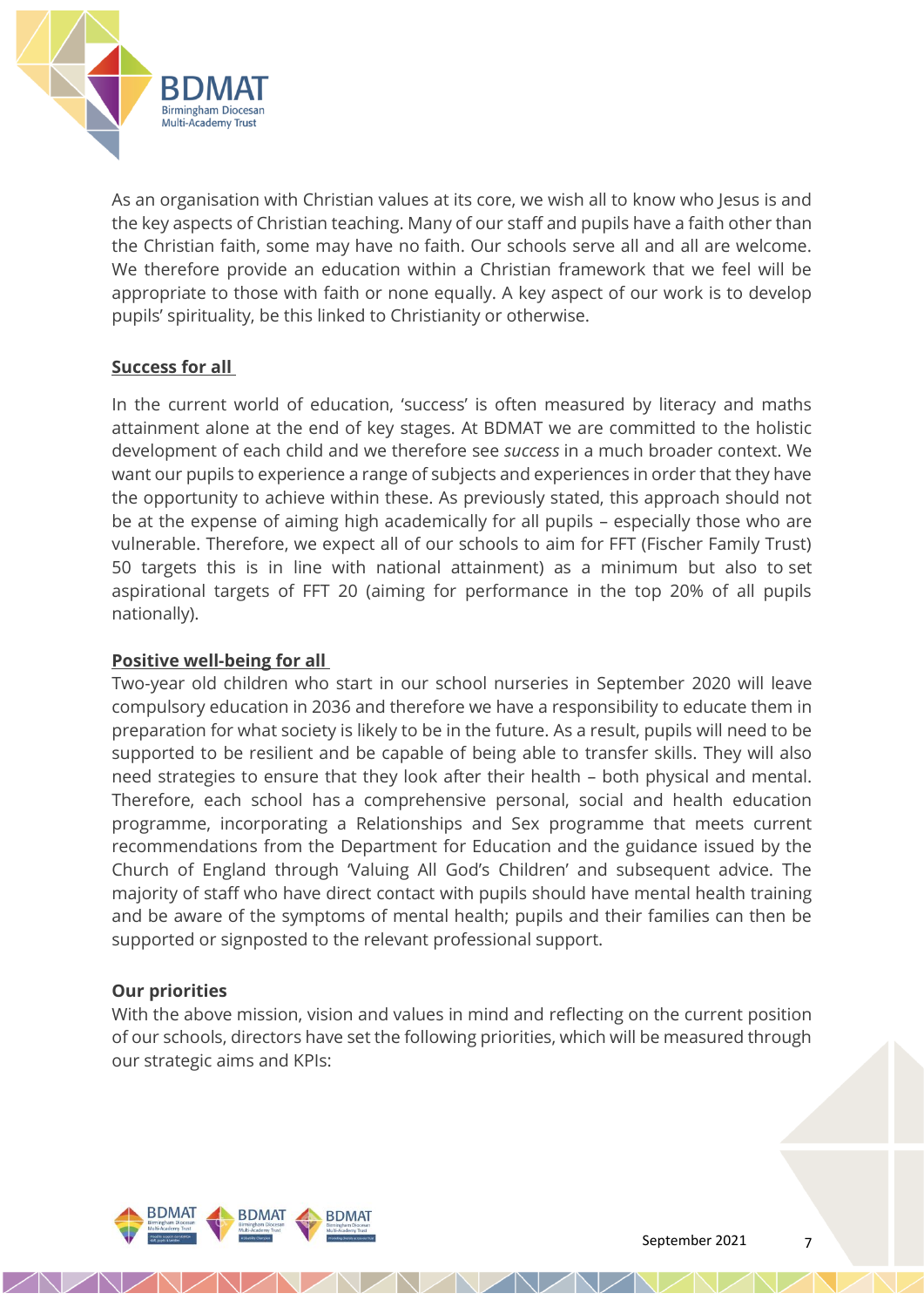As an organisation with Christian values at its core, we wish all to know who Jesus is and the key aspects of Christian teaching. Many of our staff and pupils have a faith other than the Christian faith, some may have no faith. Our schools serve all and all are welcome. We therefore provide an education within a Christian framework that we feel will be appropriate to those with faith or none equally. A key aspect of our work is to develop pupils' spirituality, be this linked to Christianity or otherwise.

**Success for all**

In the current world of education, 'success' is often measured by literacy and maths attainment alone at the end of key stages. At BDMAT we are committed to the holistic development of each child and we therefore see *success* in a much broader context. We want our pupils to experience a range of subjects and experiences in order that they have the opportunity to achieve within these. As previously stated, this approach should not be at the expense of aiming high academically for all pupils – especially those who are vulnerable. Therefore, we expect all of our schools to aim for FFT (Fischer Family Trust) 50 targets this is in line with national attainment) as a minimum but also to set aspirational targets of FFT 20 (aiming for performance in the top 20% of all pupils nationally).

**Positive well-being for all**

Two-year old children who start in our school nurseries in September 2020 will leave compulsory education in 2036 and therefore we have a responsibility to educate them in preparation for what society is likely to be in the future. As a result, pupils will need to be supported to be resilient and be capable of being able to transfer skills. They will also need strategies to ensure that they look after their health – both physical and mental. Therefore, each school has a comprehensive personal, social and health education programme, incorporating a Relationships and Sex programme that meets current recommendations from the Department for Education and the guidance issued by the Church of England through 'Valuing All God's Children' and subsequent advice. The majority of staff who have direct contact with pupils should have mental health training and be aware of the symptoms of mental health; pupils and their families can then be supported or signposted to the relevant professional support.

**Our priorities**

With the above mission, vision and values in mind and reflecting on the current position of our schools, directors have set the following priorities, which will be measured through our strategic aims and KPIs: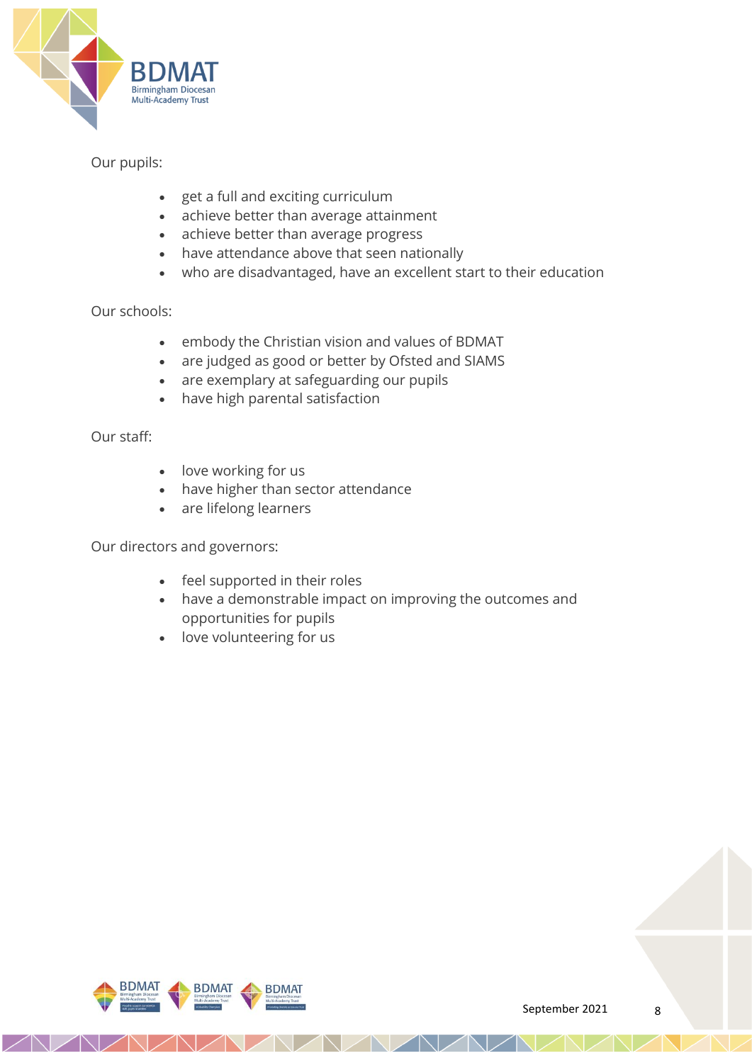Our pupils:

- get a full and exciting curriculum
- achieve better than average attainment
- achieve better than average progress
- have attendance above that seen nationally
- who are disadvantaged, have an excellent start to their education

Our schools:

- embody the Christian vision and values of BDMAT
- are judged as good or better by Ofsted and SIAMS
- are exemplary at safeguarding our pupils
- have high parental satisfaction

Our staff:

- love working for us
- have higher than sector attendance
- are lifelong learners

Our directors and governors:

- feel supported in their roles
- have a demonstrable impact on improving the outcomes and opportunities for pupils
- love volunteering for us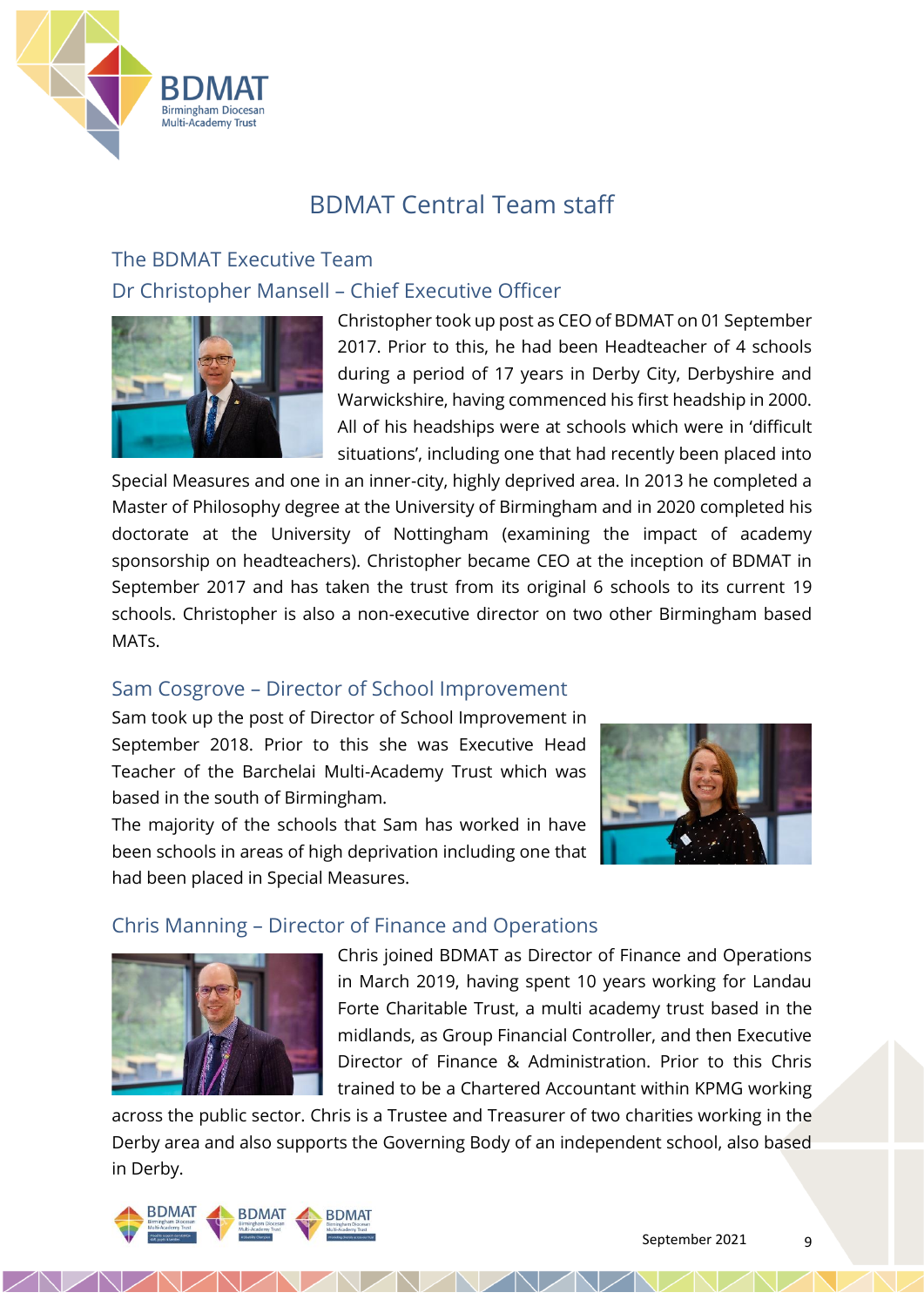# BDMAT Central Team staff

## The BDMAT Executive Team

### Dr Christopher Mansell – Chief Executive Officer

Christopher took up post as CEO of BDMAT on 01 September 2017. Prior to this, he had been Headteacher of 4 schools during a period of 17 years in Derby City, Derbyshire and Warwickshire, having commenced his first headship in 2000. All of his headships were at schools which were in 'difficult situations', including one that had recently been placed into Special Measures and one in an inner-city, highly deprived area. In 2013 he completed a Master of Philosophy degree at the University of Birmingham and in 2020 completed his doctorate at the University of Nottingham (examining the impact of academy sponsorship on headteachers). Christopher became CEO at the inception of BDMAT in September 2017 and has taken the trust from its original 6 schools to its current 19 schools. Christopher is also a non-executive director on two other Birmingham based MATs.

### Sam Cosgrove – Director of School Improvement

Sam took up the post of Director of School Improvement in September 2018. Prior to this she was Executive Head Teacher of the Barchelai Multi-Academy Trust which was based in the south of Birmingham.

The majority of the schools that Sam has worked in have been schools in areas of high deprivation including one that had been placed in Special Measures.

### Chris Manning – Director of Finance and Operations

Chris joined BDMAT as Director of Finance and Operations in March 2019, having spent 10 years working for Landau Forte Charitable Trust, a multi academy trust based in the midlands, as Group Financial Controller, and then Executive Director of Finance & Administration. Prior to this Chris trained to be a Chartered Accountant within KPMG working across the public sector. Chris is a Trustee and Treasurer of two charities working in the Derby area and also supports the Governing Body of an independent school, also based in Derby.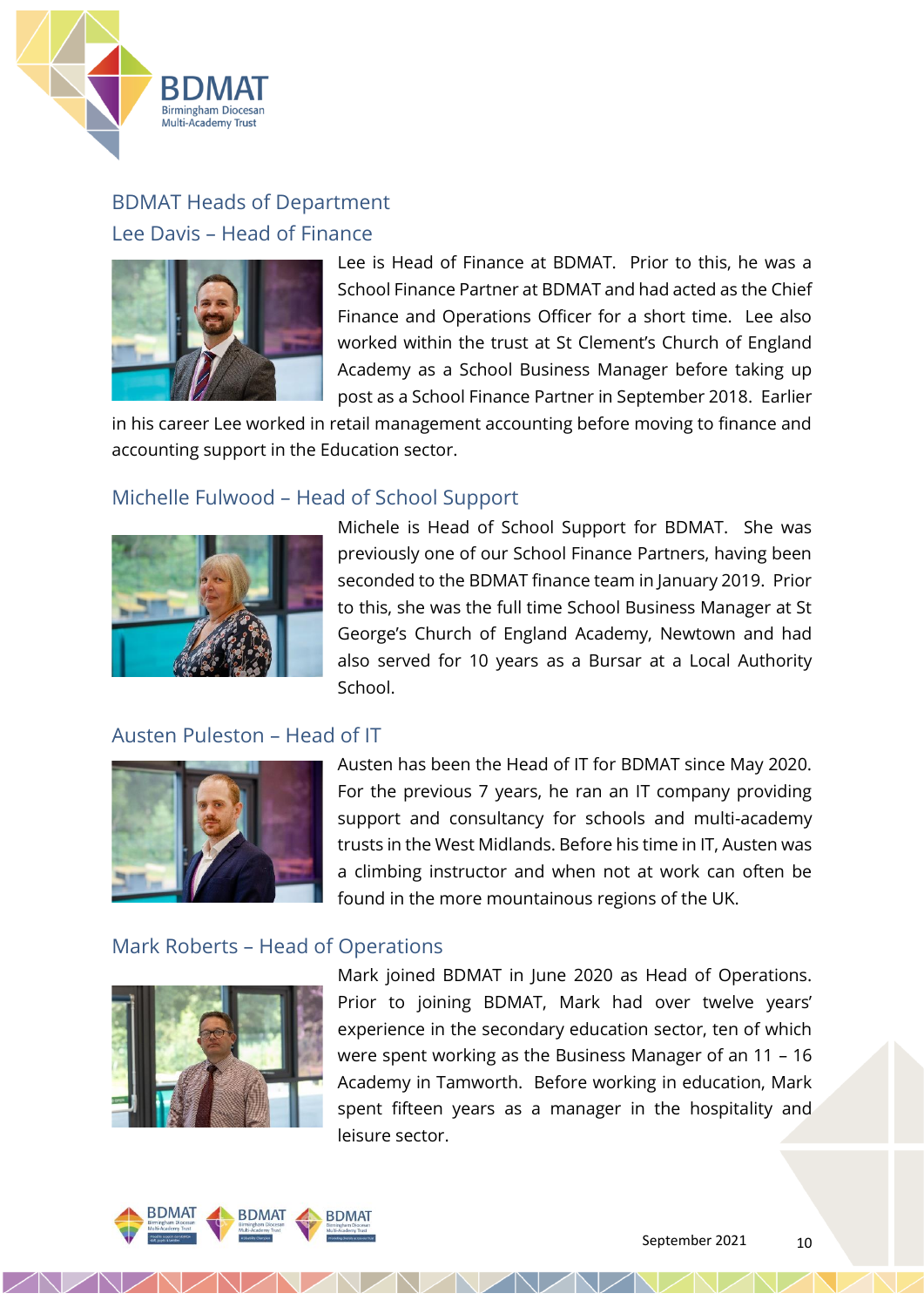## BDMAT Heads of Department

### Lee Davis – Head of Finance

Lee is Head of Finance at BDMAT. Prior to this, he was a School Finance Partner at BDMAT and had acted as the Chief Finance and Operations Officer for a short time. Lee also worked within the trust at St Clement's Church of England Academy as a School Business Manager before taking up post as a School Finance Partner in September 2018. Earlier in his career Lee worked in retail management accounting before moving to finance and accounting support in the Education sector.

### Michelle Fulwood – Head of School Support

Michele is Head of School Support for BDMAT. She was previously one of our School Finance Partners, having been seconded to the BDMAT finance team in January 2019. Prior to this, she was the full time School Business Manager at St George's Church of England Academy, Newtown and had also served for 10 years as a Bursar at a Local Authority School.

### Austen Puleston – Head of IT

Austen has been the Head of IT for BDMAT since May 2020. For the previous 7 years, he ran an IT company providing support and consultancy for schools and multi-academy trusts in the West Midlands. Before his time in IT, Austen was a climbing instructor and when not at work can often be found in the more mountainous regions of the UK.

### Mark Roberts – Head of Operations

Mark joined BDMAT in June 2020 as Head of Operations. Prior to joining BDMAT, Mark had over twelve years' experience in the secondary education sector, ten of which were spent working as the Business Manager of an 11 – 16 Academy in Tamworth. Before working in education, Mark spent fifteen years as a manager in the hospitality and leisure sector.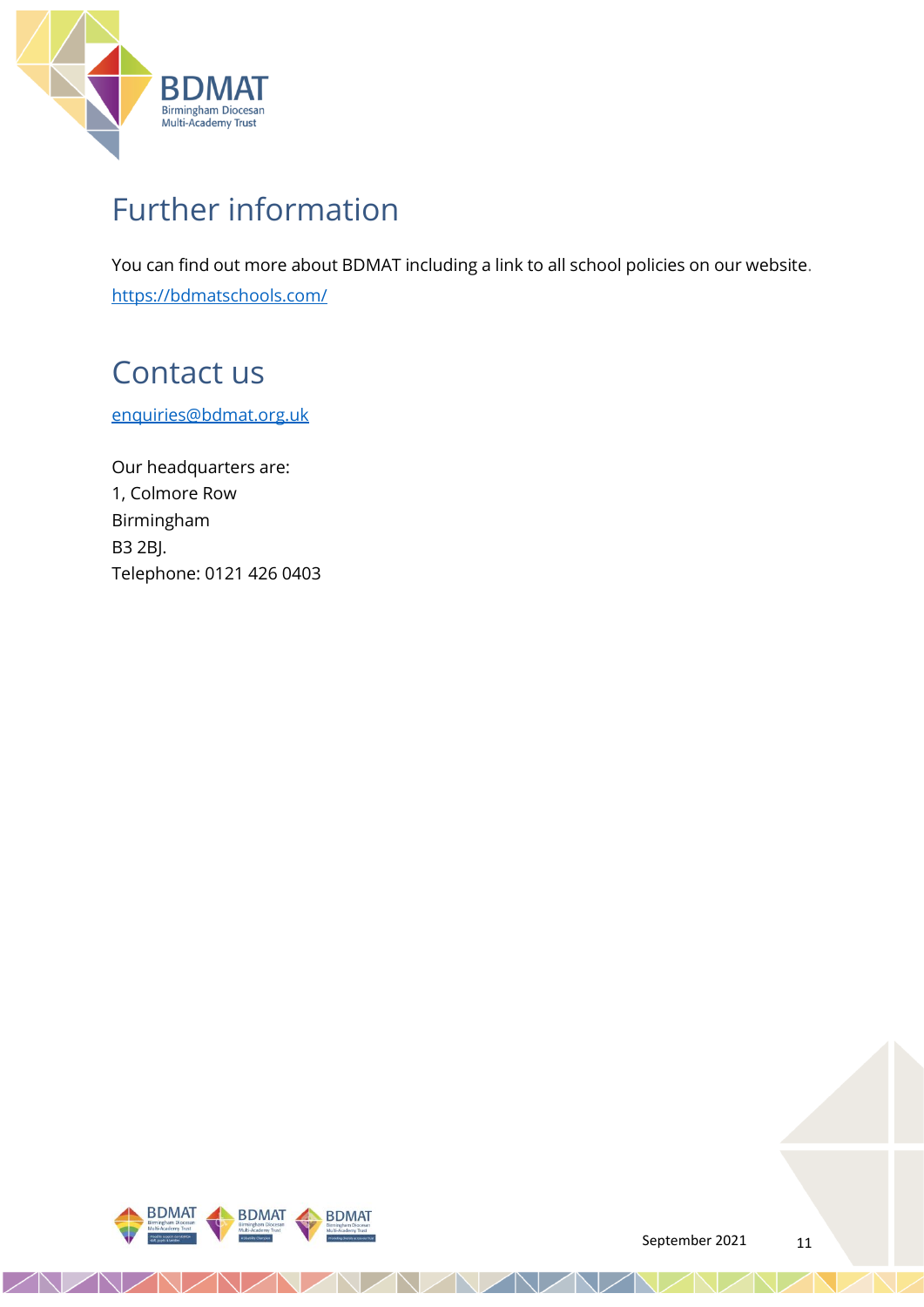## Further information

You can find out more about BDMAT including a link to all school policies on our website.

https://bdmatschools.com/

## Contact us

enquiries@bdmat.org.uk

Our headquarters are:
1, Colmore Row
Birmingham
B3 2BJ.
Telephone: 0121 426 0403